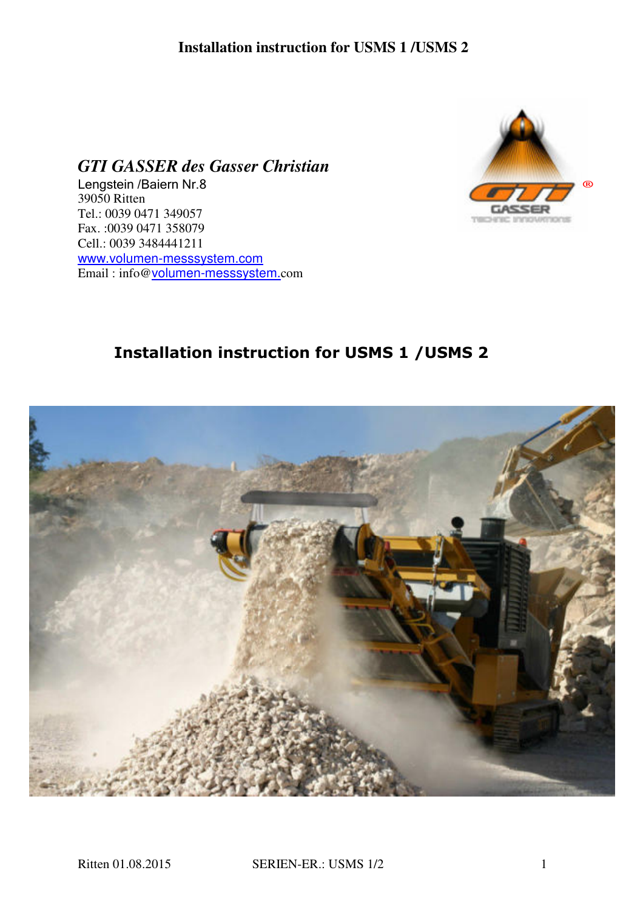***GTI GASSER des Gasser Christian***

Lengstein /Baiern Nr.8
39050 Ritten
Tel.: 0039 0471 349057
Fax. :0039 0471 358079
Cell.: 0039 3484441211
www.volumen-messsystem.com
Email : info@volumen-messsystem.com

# Installation instruction for USMS 1 /USMS 2

Ritten 01.08.2015 SERIEN-ER.: USMS 1/2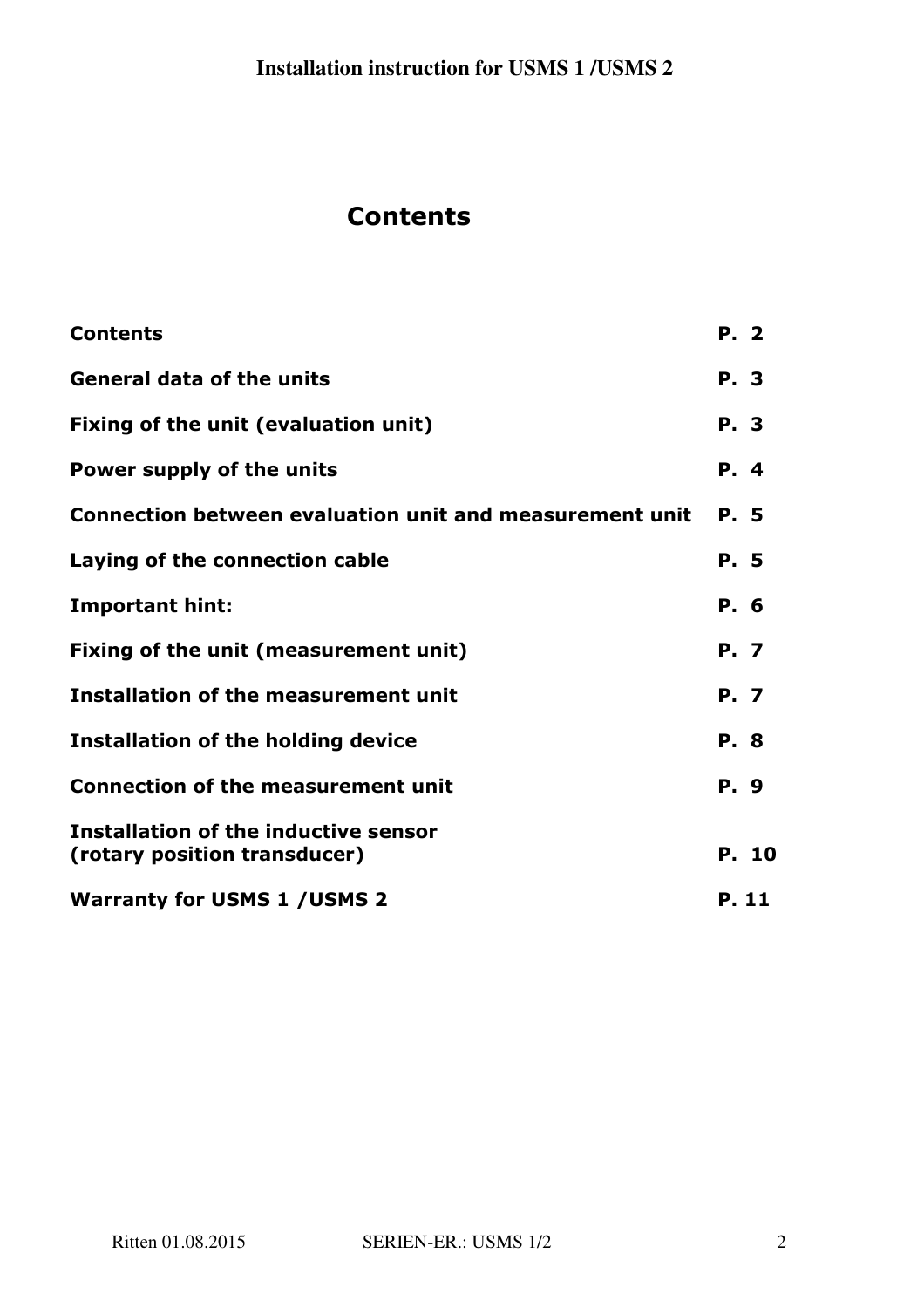# Contents

| | |
|---|---|
| **Contents** | **P. 2** |
| **General data of the units** | **P. 3** |
| **Fixing of the unit (evaluation unit)** | **P. 3** |
| **Power supply of the units** | **P. 4** |
| **Connection between evaluation unit and measurement unit** | **P. 5** |
| **Laying of the connection cable** | **P. 5** |
| **Important hint:** | **P. 6** |
| **Fixing of the unit (measurement unit)** | **P. 7** |
| **Installation of the measurement unit** | **P. 7** |
| **Installation of the holding device** | **P. 8** |
| **Connection of the measurement unit** | **P. 9** |
| **Installation of the inductive sensor (rotary position transducer)** | **P. 10** |
| **Warranty for USMS 1 /USMS 2** | **P. 11** |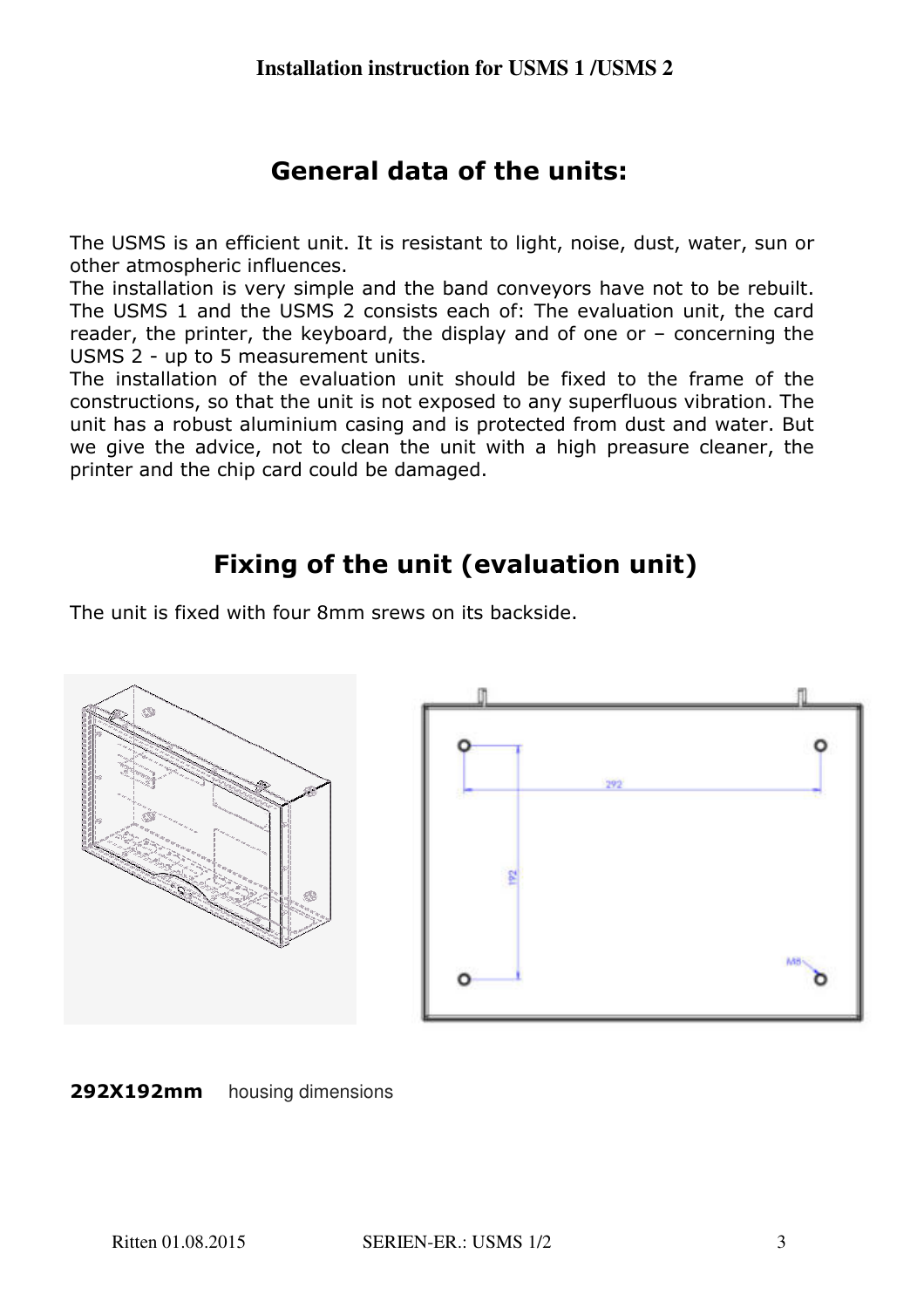## General data of the units:

The USMS is an efficient unit. It is resistant to light, noise, dust, water, sun or other atmospheric influences.
The installation is very simple and the band conveyors have not to be rebuilt. The USMS 1 and the USMS 2 consists each of: The evaluation unit, the card reader, the printer, the keyboard, the display and of one or – concerning the USMS 2 - up to 5 measurement units.
The installation of the evaluation unit should be fixed to the frame of the constructions, so that the unit is not exposed to any superfluous vibration. The unit has a robust aluminium casing and is protected from dust and water. But we give the advice, not to clean the unit with a high preasure cleaner, the printer and the chip card could be damaged.

## Fixing of the unit (evaluation unit)

The unit is fixed with four 8mm srews on its backside.

**292X192mm** housing dimensions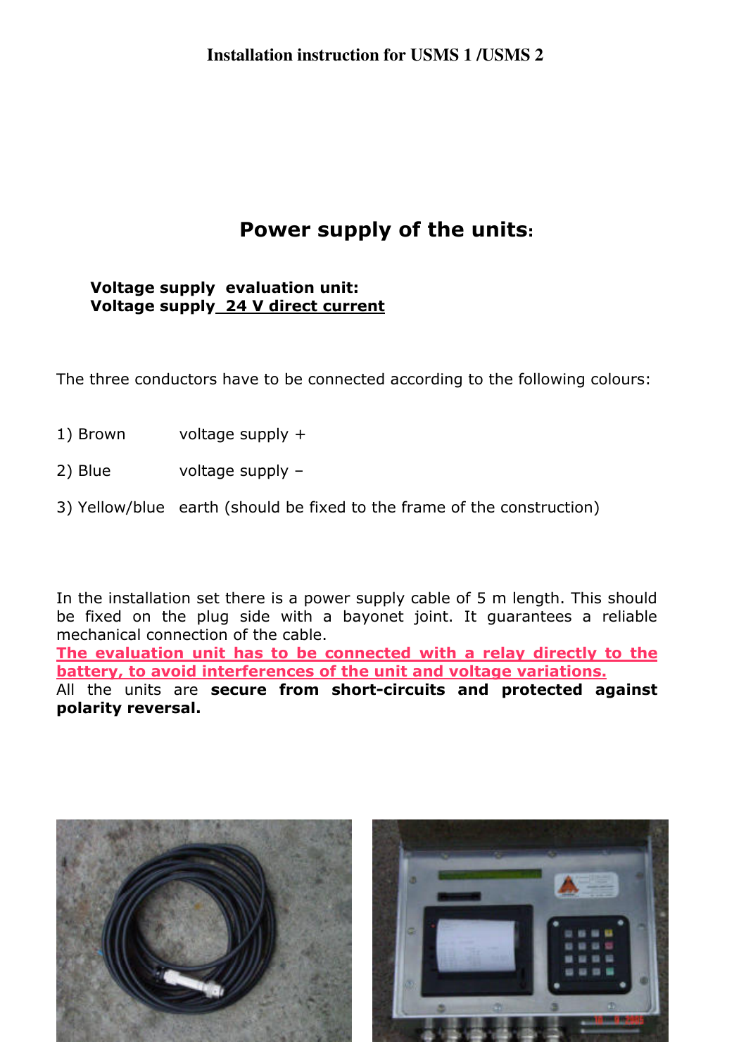Installation instruction for USMS 1 /USMS 2

## Power supply of the units:

**Voltage supply evaluation unit:**
**Voltage supply 24 V direct current**

The three conductors have to be connected according to the following colours:

1) Brown voltage supply +

2) Blue voltage supply –

3) Yellow/blue earth (should be fixed to the frame of the construction)

In the installation set there is a power supply cable of 5 m length. This should be fixed on the plug side with a bayonet joint. It guarantees a reliable mechanical connection of the cable.
**The evaluation unit has to be connected with a relay directly to the battery, to avoid interferences of the unit and voltage variations.**
All the units are **secure from short-circuits and protected against polarity reversal.**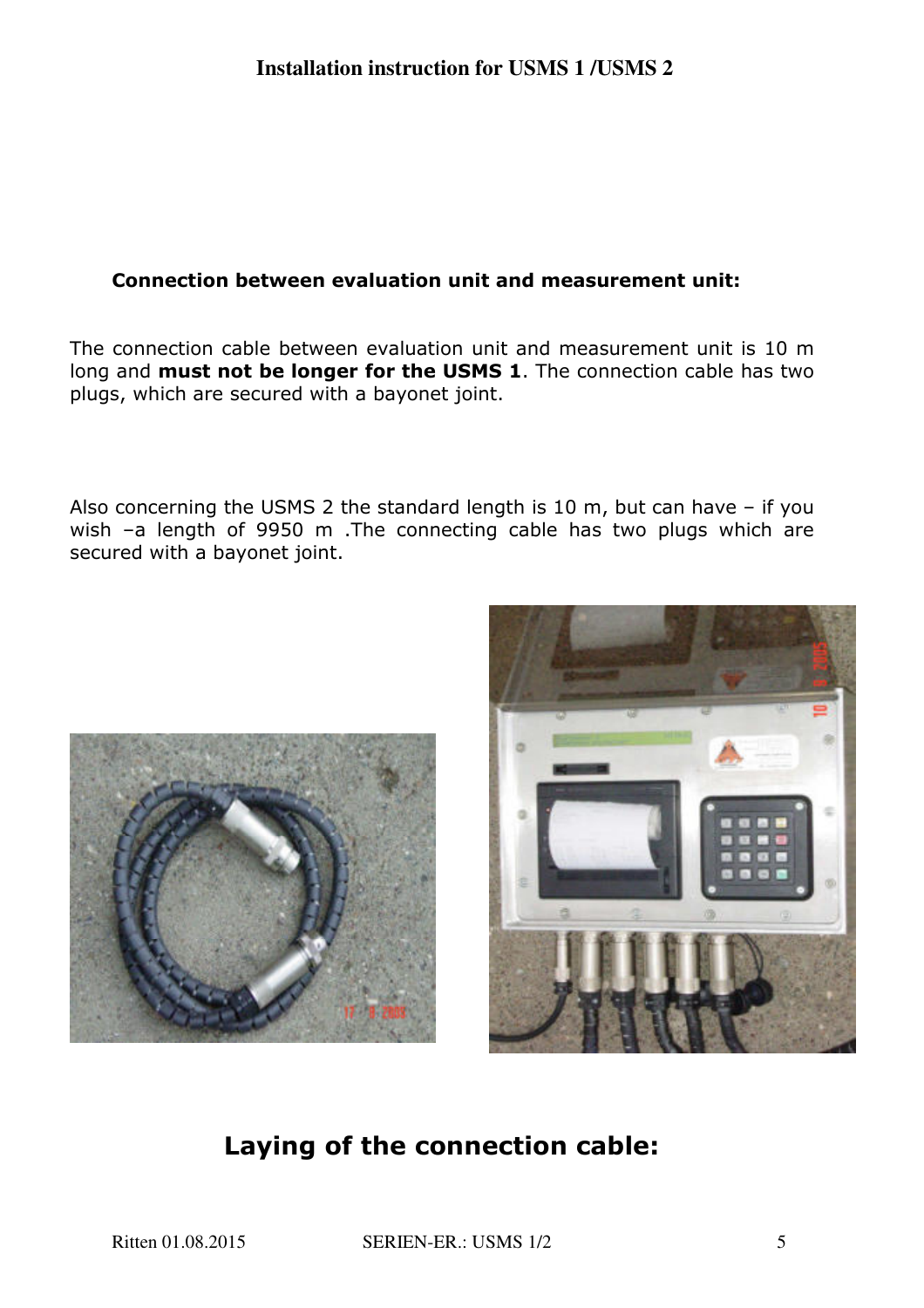### Connection between evaluation unit and measurement unit:

The connection cable between evaluation unit and measurement unit is 10 m long and **must not be longer for the USMS 1**. The connection cable has two plugs, which are secured with a bayonet joint.

Also concerning the USMS 2 the standard length is 10 m, but can have – if you wish –a length of 9950 m .The connecting cable has two plugs which are secured with a bayonet joint.

## Laying of the connection cable: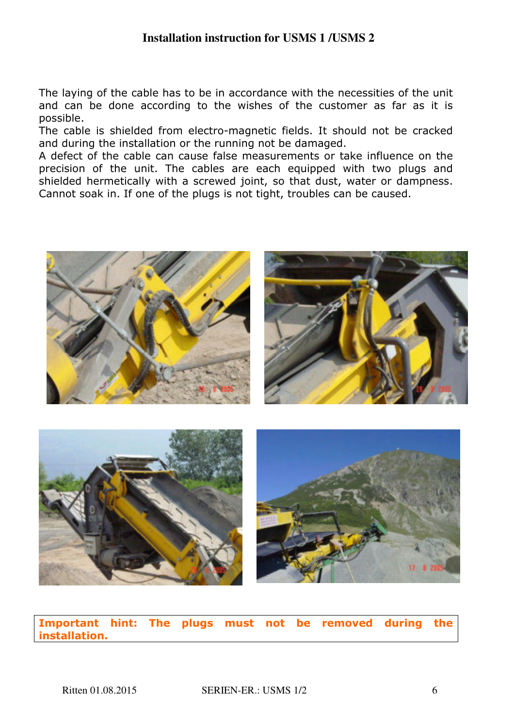**Installation instruction for USMS 1 /USMS 2**

The laying of the cable has to be in accordance with the necessities of the unit and can be done according to the wishes of the customer as far as it is possible.
The cable is shielded from electro-magnetic fields. It should not be cracked and during the installation or the running not be damaged.
A defect of the cable can cause false measurements or take influence on the precision of the unit. The cables are each equipped with two plugs and shielded hermetically with a screwed joint, so that dust, water or dampness. Cannot soak in. If one of the plugs is not tight, troubles can be caused.

**Important hint: The plugs must not be removed during the installation.**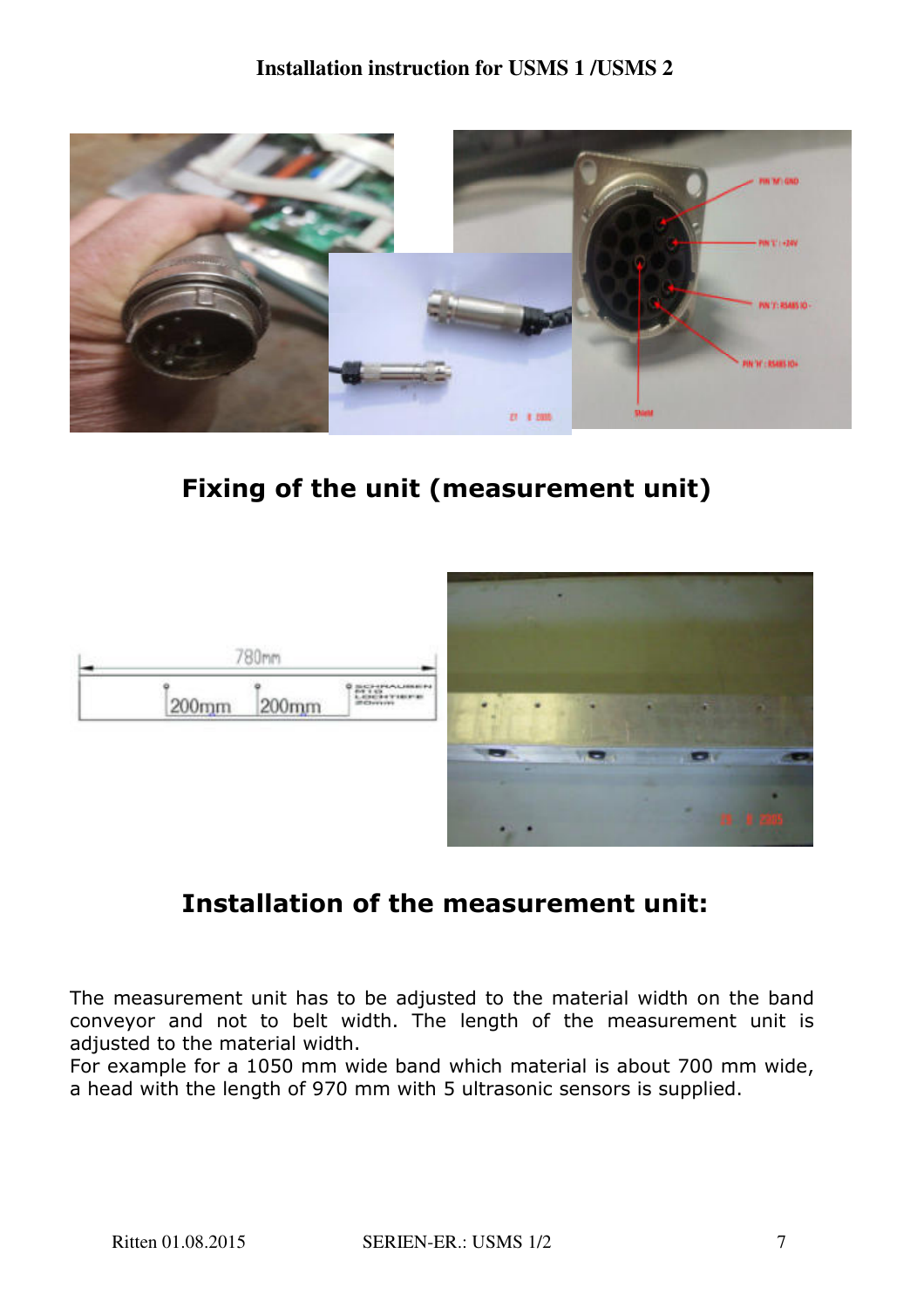## Fixing of the unit (measurement unit)

## Installation of the measurement unit:

The measurement unit has to be adjusted to the material width on the band conveyor and not to belt width. The length of the measurement unit is adjusted to the material width.
For example for a 1050 mm wide band which material is about 700 mm wide, a head with the length of 970 mm with 5 ultrasonic sensors is supplied.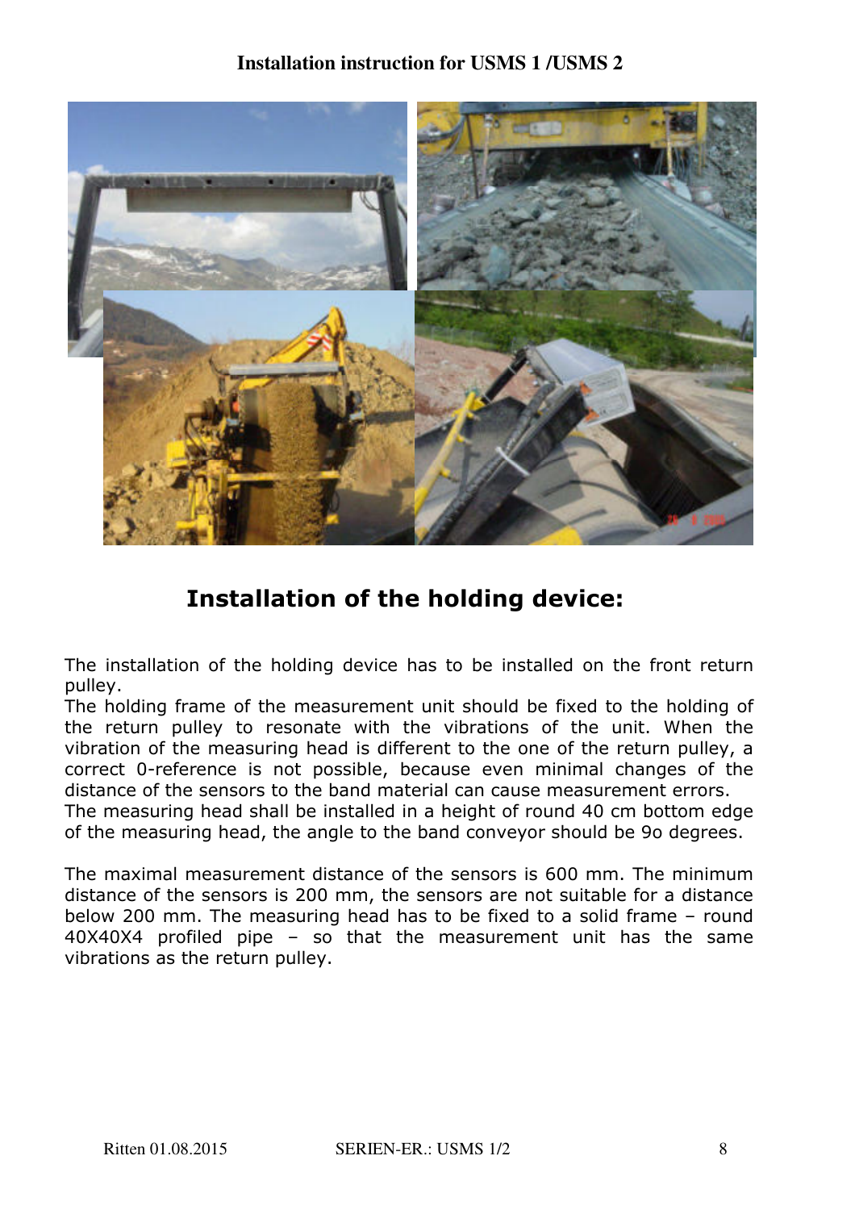## Installation of the holding device:

The installation of the holding device has to be installed on the front return pulley.
The holding frame of the measurement unit should be fixed to the holding of the return pulley to resonate with the vibrations of the unit. When the vibration of the measuring head is different to the one of the return pulley, a correct 0-reference is not possible, because even minimal changes of the distance of the sensors to the band material can cause measurement errors.
The measuring head shall be installed in a height of round 40 cm bottom edge of the measuring head, the angle to the band conveyor should be 9o degrees.

The maximal measurement distance of the sensors is 600 mm. The minimum distance of the sensors is 200 mm, the sensors are not suitable for a distance below 200 mm. The measuring head has to be fixed to a solid frame – round 40X40X4 profiled pipe – so that the measurement unit has the same vibrations as the return pulley.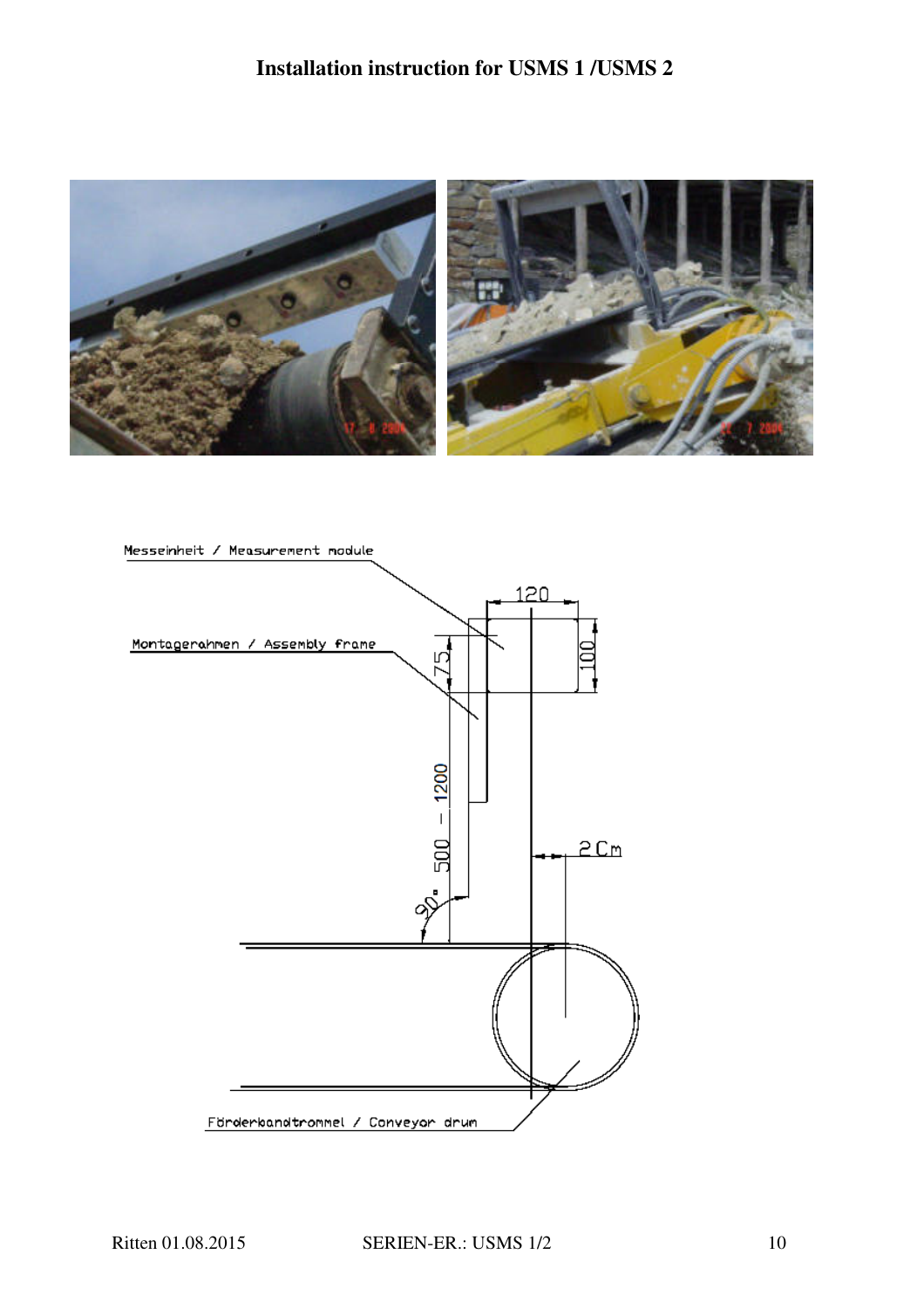Messeinheit / Measurement module

Montagerahmen / Assembly frame

120

75

100

500 – 1200

2 Cm

90°

Förderbandtrommel / Conveyor drum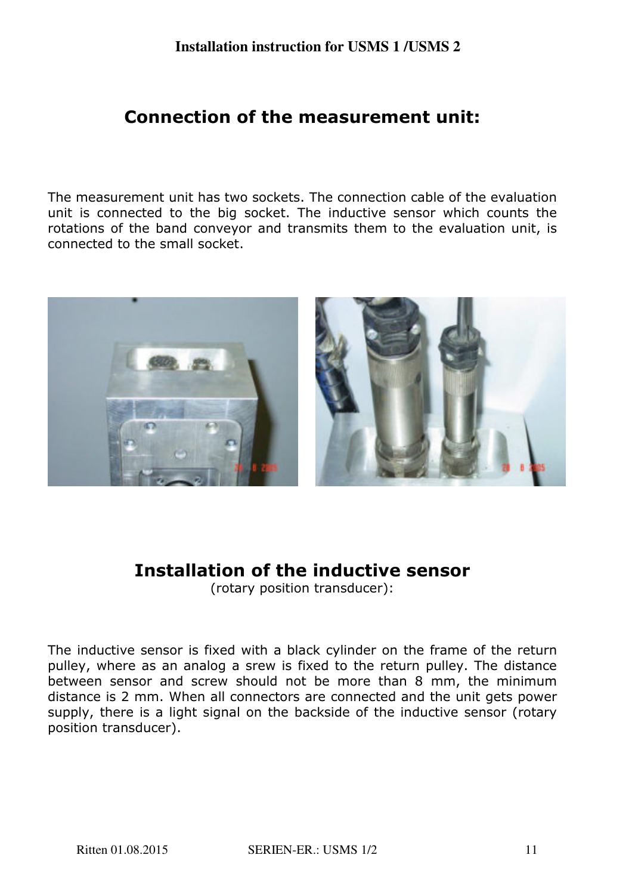## Connection of the measurement unit:

The measurement unit has two sockets. The connection cable of the evaluation unit is connected to the big socket. The inductive sensor which counts the rotations of the band conveyor and transmits them to the evaluation unit, is connected to the small socket.

## Installation of the inductive sensor

(rotary position transducer):

The inductive sensor is fixed with a black cylinder on the frame of the return pulley, where as an analog a srew is fixed to the return pulley. The distance between sensor and screw should not be more than 8 mm, the minimum distance is 2 mm. When all connectors are connected and the unit gets power supply, there is a light signal on the backside of the inductive sensor (rotary position transducer).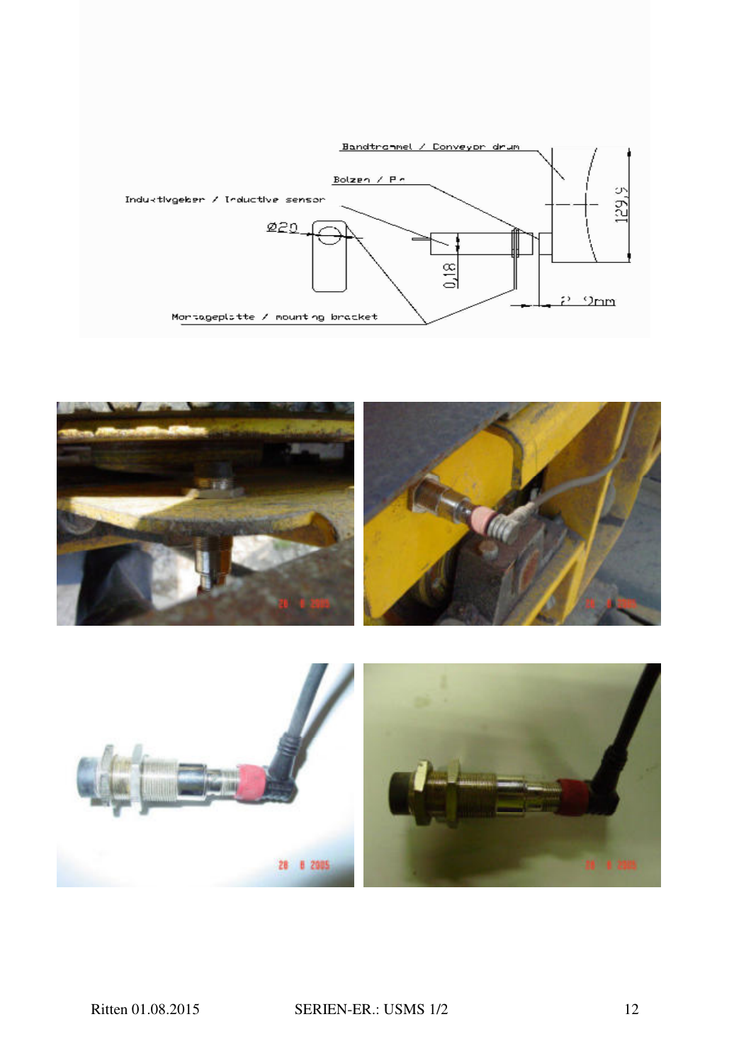Bandtrommel / Conveyor drum

Bolzen / Pin

Induktivgeber / Inductive sensor

Ø20

0,18

129,5

2 - 9mm

Montageplatte / mounting bracket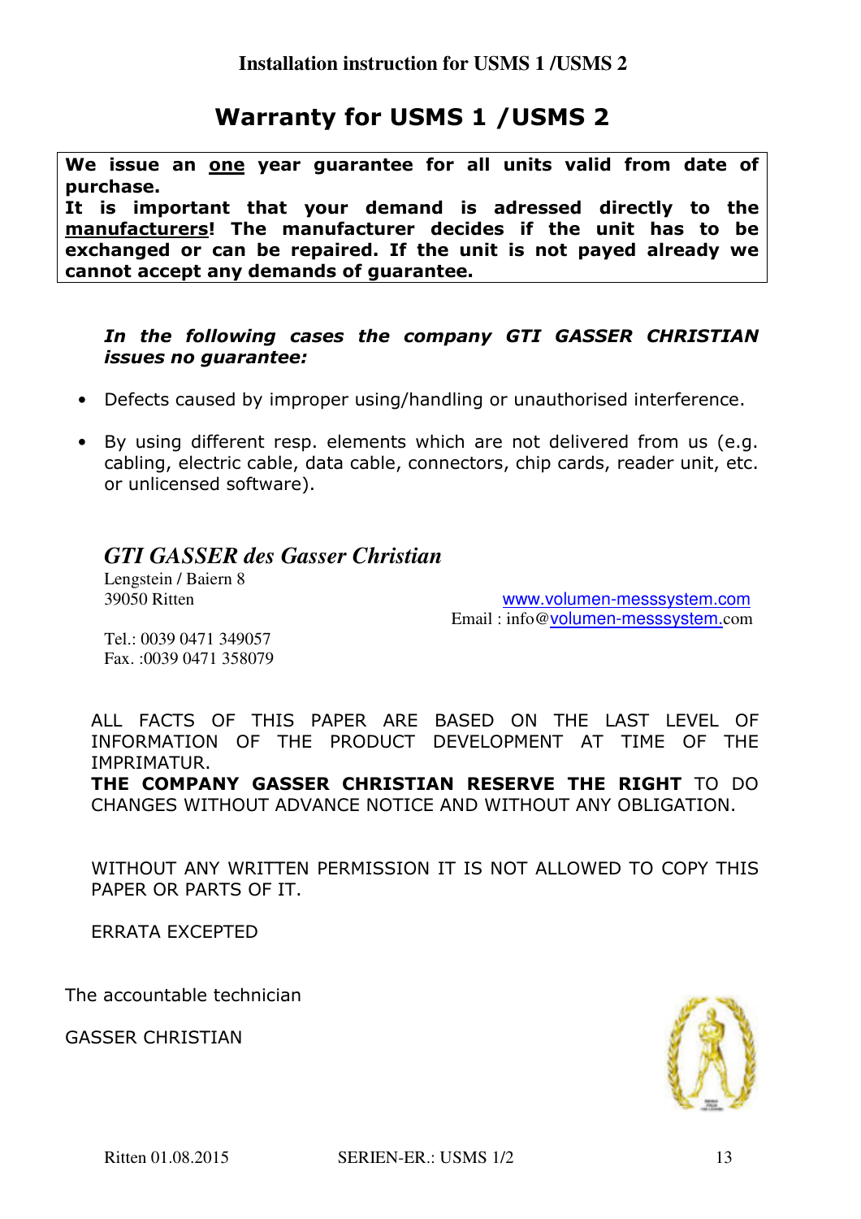# Warranty for USMS 1 /USMS 2

**We issue an <u>one</u> year guarantee for all units valid from date of purchase.**
**It is important that your demand is adressed directly to the <u>manufacturers</u>! The manufacturer decides if the unit has to be exchanged or can be repaired. If the unit is not payed already we cannot accept any demands of guarantee.**

***In the following cases the company GTI GASSER CHRISTIAN issues no guarantee:***

- Defects caused by improper using/handling or unauthorised interference.
- By using different resp. elements which are not delivered from us (e.g. cabling, electric cable, data cable, connectors, chip cards, reader unit, etc. or unlicensed software).

***GTI GASSER des Gasser Christian***

Lengstein / Baiern 8
39050 Ritten

www.volumen-messsystem.com
Email : info@volumen-messsystem.com

Tel.: 0039 0471 349057
Fax. :0039 0471 358079

ALL FACTS OF THIS PAPER ARE BASED ON THE LAST LEVEL OF INFORMATION OF THE PRODUCT DEVELOPMENT AT TIME OF THE IMPRIMATUR.
**THE COMPANY GASSER CHRISTIAN RESERVE THE RIGHT** TO DO CHANGES WITHOUT ADVANCE NOTICE AND WITHOUT ANY OBLIGATION.

WITHOUT ANY WRITTEN PERMISSION IT IS NOT ALLOWED TO COPY THIS PAPER OR PARTS OF IT.

ERRATA EXCEPTED

The accountable technician

GASSER CHRISTIAN